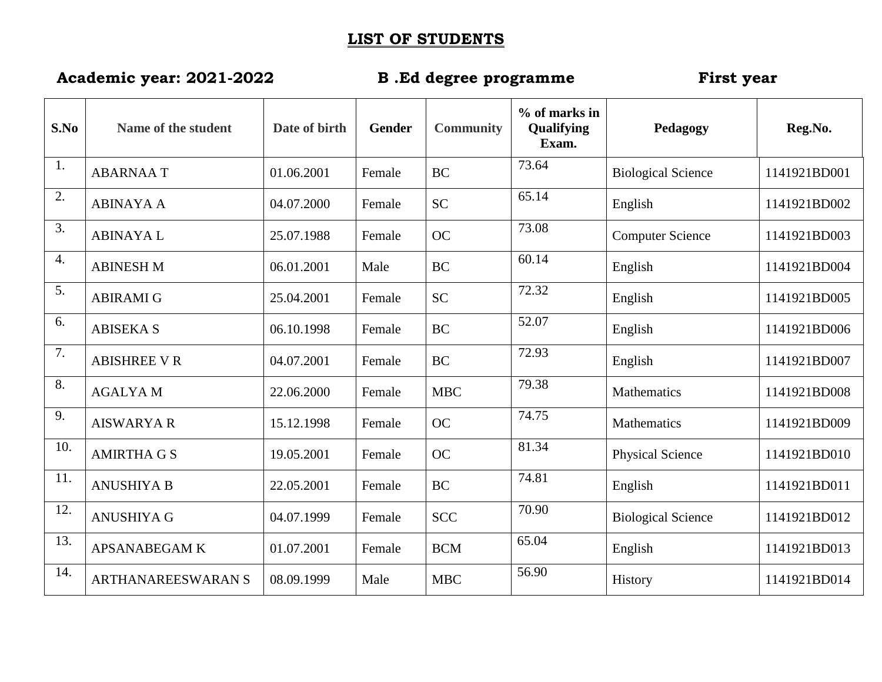# LIST OF STUDENTS

**Academic year: 2021-2022** **B .Ed degree programme** **First year**

| S.No | Name of the student | Date of birth | Gender | Community | % of marks in Qualifying Exam. | Pedagogy | Reg.No. |
|---|---|---|---|---|---|---|---|
| 1. | ABARNAA T | 01.06.2001 | Female | BC | 73.64 | Biological Science | 1141921BD001 |
| 2. | ABINAYA A | 04.07.2000 | Female | SC | 65.14 | English | 1141921BD002 |
| 3. | ABINAYA L | 25.07.1988 | Female | OC | 73.08 | Computer Science | 1141921BD003 |
| 4. | ABINESH M | 06.01.2001 | Male | BC | 60.14 | English | 1141921BD004 |
| 5. | ABIRAMI G | 25.04.2001 | Female | SC | 72.32 | English | 1141921BD005 |
| 6. | ABISEKA S | 06.10.1998 | Female | BC | 52.07 | English | 1141921BD006 |
| 7. | ABISHREE V R | 04.07.2001 | Female | BC | 72.93 | English | 1141921BD007 |
| 8. | AGALYA M | 22.06.2000 | Female | MBC | 79.38 | Mathematics | 1141921BD008 |
| 9. | AISWARYA R | 15.12.1998 | Female | OC | 74.75 | Mathematics | 1141921BD009 |
| 10. | AMIRTHA G S | 19.05.2001 | Female | OC | 81.34 | Physical Science | 1141921BD010 |
| 11. | ANUSHIYA B | 22.05.2001 | Female | BC | 74.81 | English | 1141921BD011 |
| 12. | ANUSHIYA G | 04.07.1999 | Female | SCC | 70.90 | Biological Science | 1141921BD012 |
| 13. | APSANABEGAM K | 01.07.2001 | Female | BCM | 65.04 | English | 1141921BD013 |
| 14. | ARTHANAREESWARAN S | 08.09.1999 | Male | MBC | 56.90 | History | 1141921BD014 |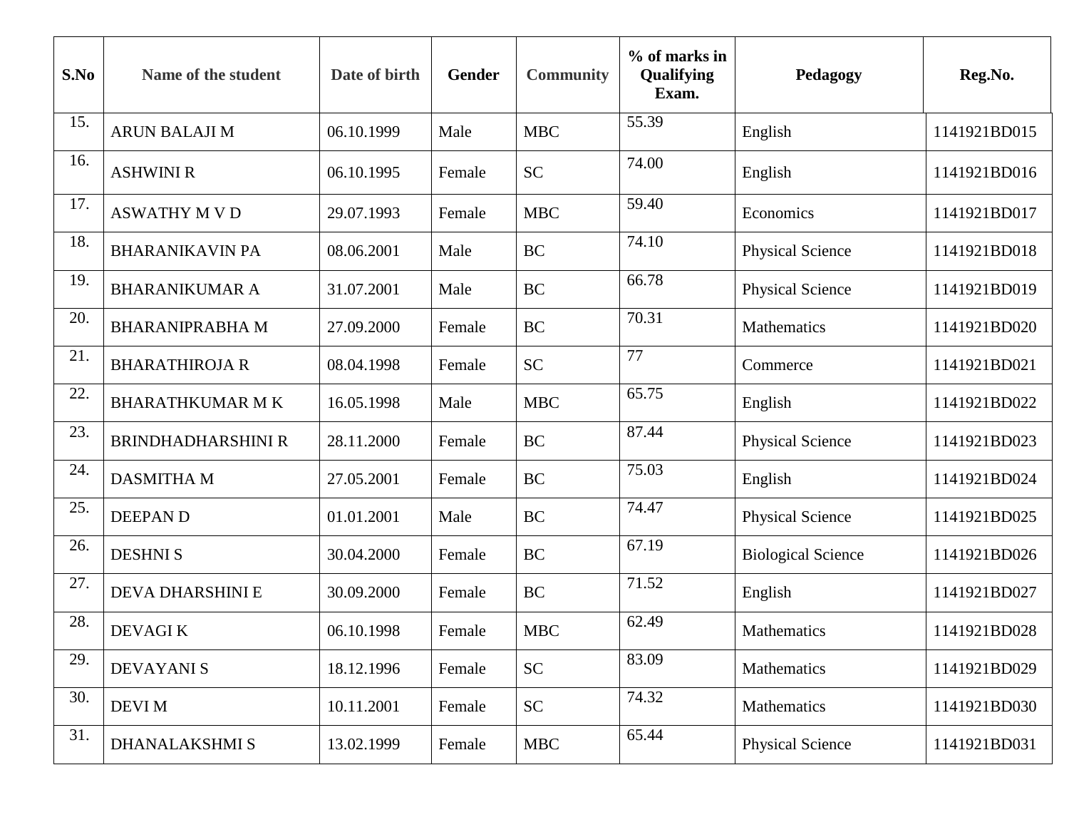| S.No | Name of the student | Date of birth | Gender | Community | % of marks in Qualifying Exam. | Pedagogy | Reg.No. |
|---|---|---|---|---|---|---|---|
| 15. | ARUN BALAJI M | 06.10.1999 | Male | MBC | 55.39 | English | 1141921BD015 |
| 16. | ASHWINI R | 06.10.1995 | Female | SC | 74.00 | English | 1141921BD016 |
| 17. | ASWATHY M V D | 29.07.1993 | Female | MBC | 59.40 | Economics | 1141921BD017 |
| 18. | BHARANIKAVIN PA | 08.06.2001 | Male | BC | 74.10 | Physical Science | 1141921BD018 |
| 19. | BHARANIKUMAR A | 31.07.2001 | Male | BC | 66.78 | Physical Science | 1141921BD019 |
| 20. | BHARANIPRABHA M | 27.09.2000 | Female | BC | 70.31 | Mathematics | 1141921BD020 |
| 21. | BHARATHIROJA R | 08.04.1998 | Female | SC | 77 | Commerce | 1141921BD021 |
| 22. | BHARATHKUMAR M K | 16.05.1998 | Male | MBC | 65.75 | English | 1141921BD022 |
| 23. | BRINDHADHARSHINI R | 28.11.2000 | Female | BC | 87.44 | Physical Science | 1141921BD023 |
| 24. | DASMITHA M | 27.05.2001 | Female | BC | 75.03 | English | 1141921BD024 |
| 25. | DEEPAN D | 01.01.2001 | Male | BC | 74.47 | Physical Science | 1141921BD025 |
| 26. | DESHNI S | 30.04.2000 | Female | BC | 67.19 | Biological Science | 1141921BD026 |
| 27. | DEVA DHARSHINI E | 30.09.2000 | Female | BC | 71.52 | English | 1141921BD027 |
| 28. | DEVAGI K | 06.10.1998 | Female | MBC | 62.49 | Mathematics | 1141921BD028 |
| 29. | DEVAYANI S | 18.12.1996 | Female | SC | 83.09 | Mathematics | 1141921BD029 |
| 30. | DEVI M | 10.11.2001 | Female | SC | 74.32 | Mathematics | 1141921BD030 |
| 31. | DHANALAKSHMI S | 13.02.1999 | Female | MBC | 65.44 | Physical Science | 1141921BD031 |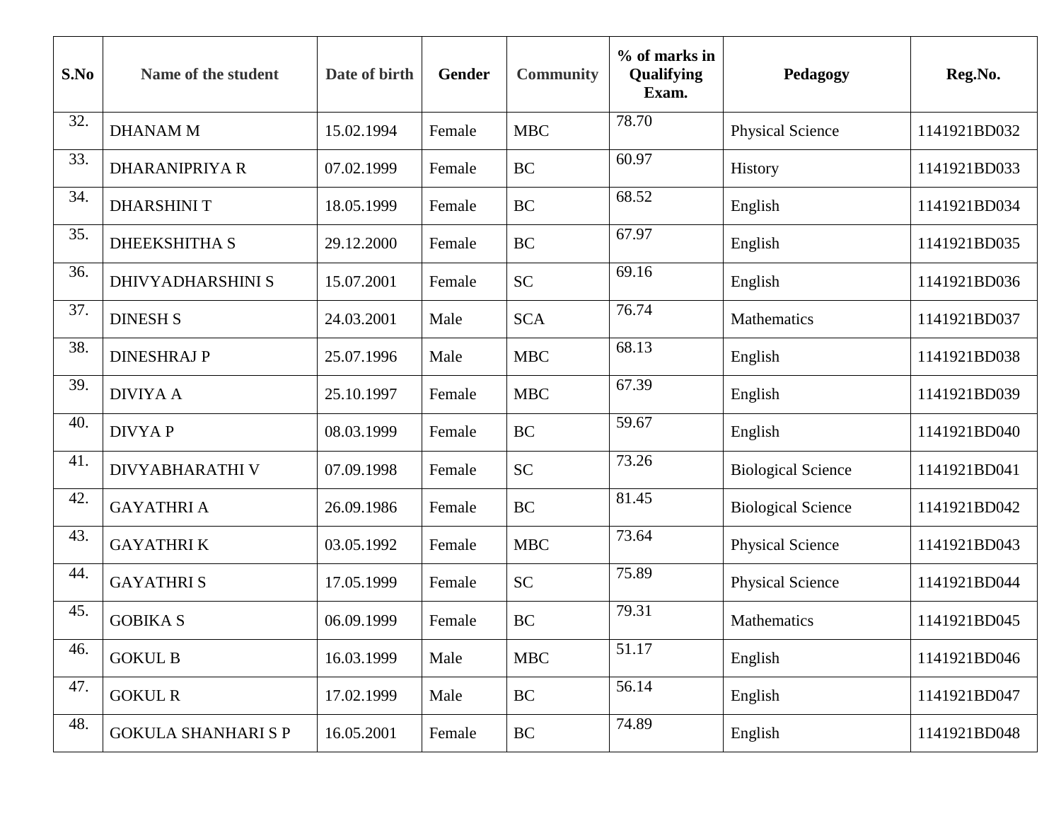| S.No | Name of the student | Date of birth | Gender | Community | % of marks in Qualifying Exam. | Pedagogy | Reg.No. |
|---|---|---|---|---|---|---|---|
| 32. | DHANAM M | 15.02.1994 | Female | MBC | 78.70 | Physical Science | 1141921BD032 |
| 33. | DHARANIPRIYA R | 07.02.1999 | Female | BC | 60.97 | History | 1141921BD033 |
| 34. | DHARSHINI T | 18.05.1999 | Female | BC | 68.52 | English | 1141921BD034 |
| 35. | DHEEKSHITHA S | 29.12.2000 | Female | BC | 67.97 | English | 1141921BD035 |
| 36. | DHIVYADHARSHINI S | 15.07.2001 | Female | SC | 69.16 | English | 1141921BD036 |
| 37. | DINESH S | 24.03.2001 | Male | SCA | 76.74 | Mathematics | 1141921BD037 |
| 38. | DINESHRAJ P | 25.07.1996 | Male | MBC | 68.13 | English | 1141921BD038 |
| 39. | DIVIYA A | 25.10.1997 | Female | MBC | 67.39 | English | 1141921BD039 |
| 40. | DIVYA P | 08.03.1999 | Female | BC | 59.67 | English | 1141921BD040 |
| 41. | DIVYABHARATHI V | 07.09.1998 | Female | SC | 73.26 | Biological Science | 1141921BD041 |
| 42. | GAYATHRI A | 26.09.1986 | Female | BC | 81.45 | Biological Science | 1141921BD042 |
| 43. | GAYATHRI K | 03.05.1992 | Female | MBC | 73.64 | Physical Science | 1141921BD043 |
| 44. | GAYATHRI S | 17.05.1999 | Female | SC | 75.89 | Physical Science | 1141921BD044 |
| 45. | GOBIKA S | 06.09.1999 | Female | BC | 79.31 | Mathematics | 1141921BD045 |
| 46. | GOKUL B | 16.03.1999 | Male | MBC | 51.17 | English | 1141921BD046 |
| 47. | GOKUL R | 17.02.1999 | Male | BC | 56.14 | English | 1141921BD047 |
| 48. | GOKULA SHANHARI S P | 16.05.2001 | Female | BC | 74.89 | English | 1141921BD048 |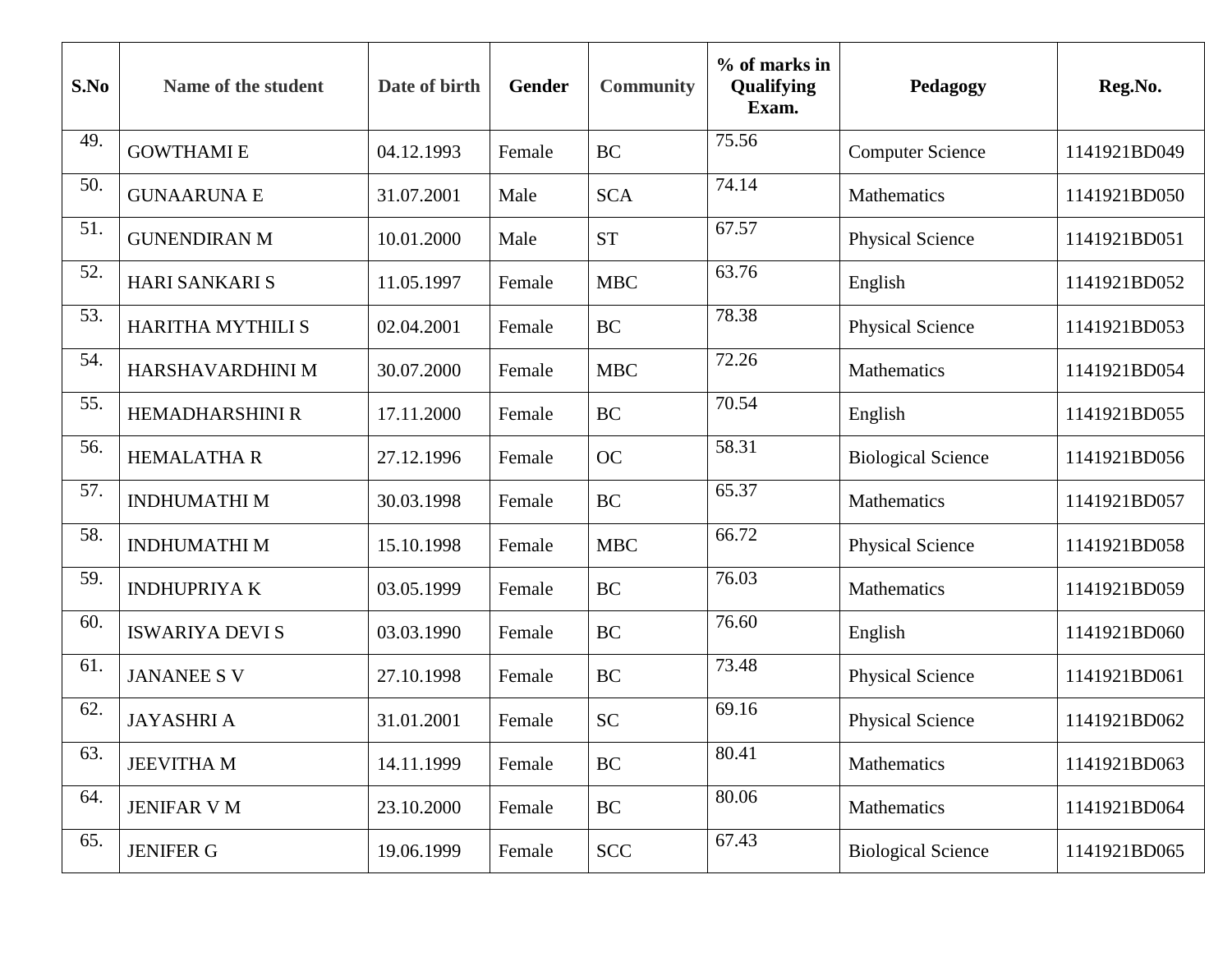| S.No | Name of the student | Date of birth | Gender | Community | % of marks in Qualifying Exam. | Pedagogy | Reg.No. |
|---|---|---|---|---|---|---|---|
| 49. | GOWTHAMI E | 04.12.1993 | Female | BC | 75.56 | Computer Science | 1141921BD049 |
| 50. | GUNAARUNA E | 31.07.2001 | Male | SCA | 74.14 | Mathematics | 1141921BD050 |
| 51. | GUNENDIRAN M | 10.01.2000 | Male | ST | 67.57 | Physical Science | 1141921BD051 |
| 52. | HARI SANKARI S | 11.05.1997 | Female | MBC | 63.76 | English | 1141921BD052 |
| 53. | HARITHA MYTHILI S | 02.04.2001 | Female | BC | 78.38 | Physical Science | 1141921BD053 |
| 54. | HARSHAVARDHINI M | 30.07.2000 | Female | MBC | 72.26 | Mathematics | 1141921BD054 |
| 55. | HEMADHARSHINI R | 17.11.2000 | Female | BC | 70.54 | English | 1141921BD055 |
| 56. | HEMALATHA R | 27.12.1996 | Female | OC | 58.31 | Biological Science | 1141921BD056 |
| 57. | INDHUMATHI M | 30.03.1998 | Female | BC | 65.37 | Mathematics | 1141921BD057 |
| 58. | INDHUMATHI M | 15.10.1998 | Female | MBC | 66.72 | Physical Science | 1141921BD058 |
| 59. | INDHUPRIYA K | 03.05.1999 | Female | BC | 76.03 | Mathematics | 1141921BD059 |
| 60. | ISWARIYA DEVI S | 03.03.1990 | Female | BC | 76.60 | English | 1141921BD060 |
| 61. | JANANEE S V | 27.10.1998 | Female | BC | 73.48 | Physical Science | 1141921BD061 |
| 62. | JAYASHRI A | 31.01.2001 | Female | SC | 69.16 | Physical Science | 1141921BD062 |
| 63. | JEEVITHA M | 14.11.1999 | Female | BC | 80.41 | Mathematics | 1141921BD063 |
| 64. | JENIFAR V M | 23.10.2000 | Female | BC | 80.06 | Mathematics | 1141921BD064 |
| 65. | JENIFER G | 19.06.1999 | Female | SCC | 67.43 | Biological Science | 1141921BD065 |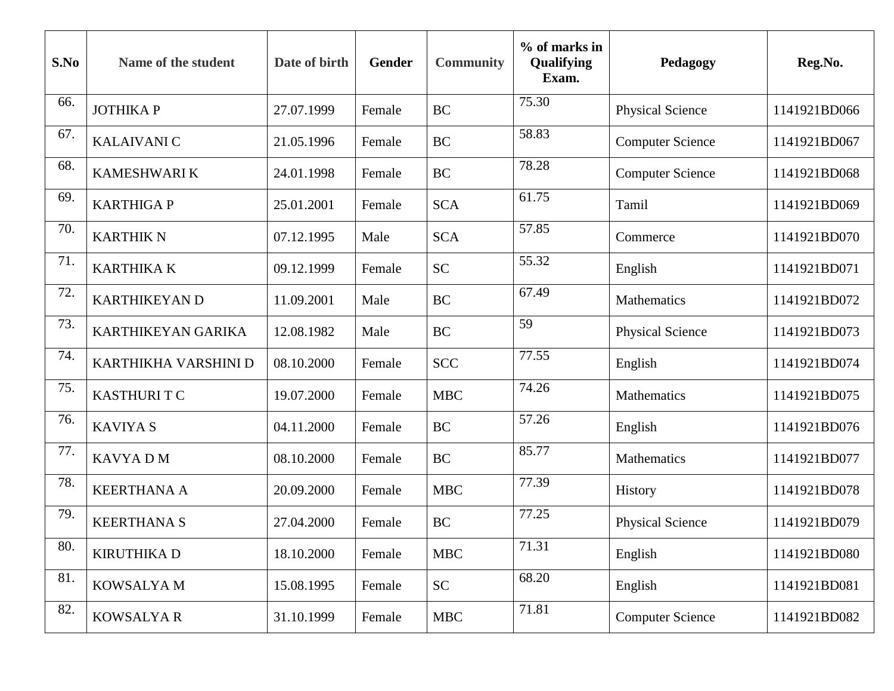| S.No | Name of the student | Date of birth | Gender | Community | % of marks in Qualifying Exam. | Pedagogy | Reg.No. |
|---|---|---|---|---|---|---|---|
| 66. | JOTHIKA P | 27.07.1999 | Female | BC | 75.30 | Physical Science | 1141921BD066 |
| 67. | KALAIVANI C | 21.05.1996 | Female | BC | 58.83 | Computer Science | 1141921BD067 |
| 68. | KAMESHWARI K | 24.01.1998 | Female | BC | 78.28 | Computer Science | 1141921BD068 |
| 69. | KARTHIGA P | 25.01.2001 | Female | SCA | 61.75 | Tamil | 1141921BD069 |
| 70. | KARTHIK N | 07.12.1995 | Male | SCA | 57.85 | Commerce | 1141921BD070 |
| 71. | KARTHIKA K | 09.12.1999 | Female | SC | 55.32 | English | 1141921BD071 |
| 72. | KARTHIKEYAN D | 11.09.2001 | Male | BC | 67.49 | Mathematics | 1141921BD072 |
| 73. | KARTHIKEYAN GARIKA | 12.08.1982 | Male | BC | 59 | Physical Science | 1141921BD073 |
| 74. | KARTHIKHA VARSHINI D | 08.10.2000 | Female | SCC | 77.55 | English | 1141921BD074 |
| 75. | KASTHURI T C | 19.07.2000 | Female | MBC | 74.26 | Mathematics | 1141921BD075 |
| 76. | KAVIYA S | 04.11.2000 | Female | BC | 57.26 | English | 1141921BD076 |
| 77. | KAVYA D M | 08.10.2000 | Female | BC | 85.77 | Mathematics | 1141921BD077 |
| 78. | KEERTHANA A | 20.09.2000 | Female | MBC | 77.39 | History | 1141921BD078 |
| 79. | KEERTHANA S | 27.04.2000 | Female | BC | 77.25 | Physical Science | 1141921BD079 |
| 80. | KIRUTHIKA D | 18.10.2000 | Female | MBC | 71.31 | English | 1141921BD080 |
| 81. | KOWSALYA M | 15.08.1995 | Female | SC | 68.20 | English | 1141921BD081 |
| 82. | KOWSALYA R | 31.10.1999 | Female | MBC | 71.81 | Computer Science | 1141921BD082 |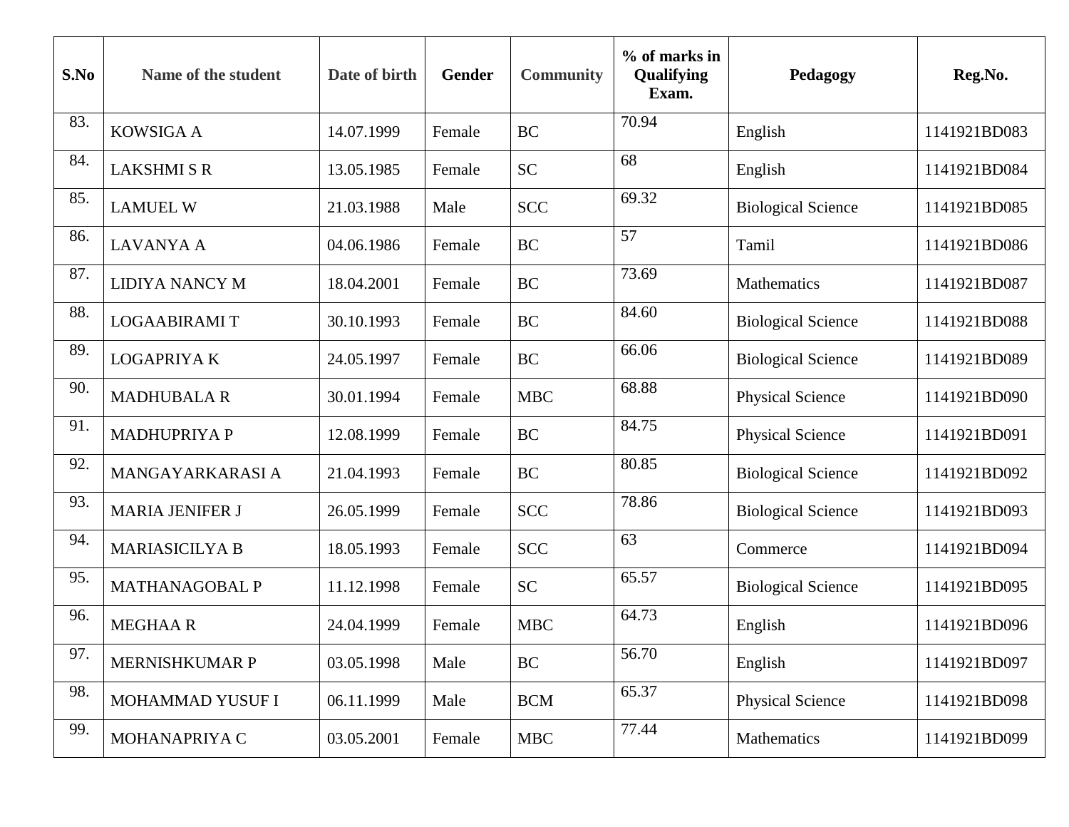| S.No | Name of the student | Date of birth | Gender | Community | % of marks in Qualifying Exam. | Pedagogy | Reg.No. |
|---|---|---|---|---|---|---|---|
| 83. | KOWSIGA A | 14.07.1999 | Female | BC | 70.94 | English | 1141921BD083 |
| 84. | LAKSHMI S R | 13.05.1985 | Female | SC | 68 | English | 1141921BD084 |
| 85. | LAMUEL W | 21.03.1988 | Male | SCC | 69.32 | Biological Science | 1141921BD085 |
| 86. | LAVANYA A | 04.06.1986 | Female | BC | 57 | Tamil | 1141921BD086 |
| 87. | LIDIYA NANCY M | 18.04.2001 | Female | BC | 73.69 | Mathematics | 1141921BD087 |
| 88. | LOGAABIRAMI T | 30.10.1993 | Female | BC | 84.60 | Biological Science | 1141921BD088 |
| 89. | LOGAPRIYA K | 24.05.1997 | Female | BC | 66.06 | Biological Science | 1141921BD089 |
| 90. | MADHUBALA R | 30.01.1994 | Female | MBC | 68.88 | Physical Science | 1141921BD090 |
| 91. | MADHUPRIYA P | 12.08.1999 | Female | BC | 84.75 | Physical Science | 1141921BD091 |
| 92. | MANGAYARKARASI A | 21.04.1993 | Female | BC | 80.85 | Biological Science | 1141921BD092 |
| 93. | MARIA JENIFER J | 26.05.1999 | Female | SCC | 78.86 | Biological Science | 1141921BD093 |
| 94. | MARIASICILYA B | 18.05.1993 | Female | SCC | 63 | Commerce | 1141921BD094 |
| 95. | MATHANAGOBAL P | 11.12.1998 | Female | SC | 65.57 | Biological Science | 1141921BD095 |
| 96. | MEGHAA R | 24.04.1999 | Female | MBC | 64.73 | English | 1141921BD096 |
| 97. | MERNISHKUMAR P | 03.05.1998 | Male | BC | 56.70 | English | 1141921BD097 |
| 98. | MOHAMMAD YUSUF I | 06.11.1999 | Male | BCM | 65.37 | Physical Science | 1141921BD098 |
| 99. | MOHANAPRIYA C | 03.05.2001 | Female | MBC | 77.44 | Mathematics | 1141921BD099 |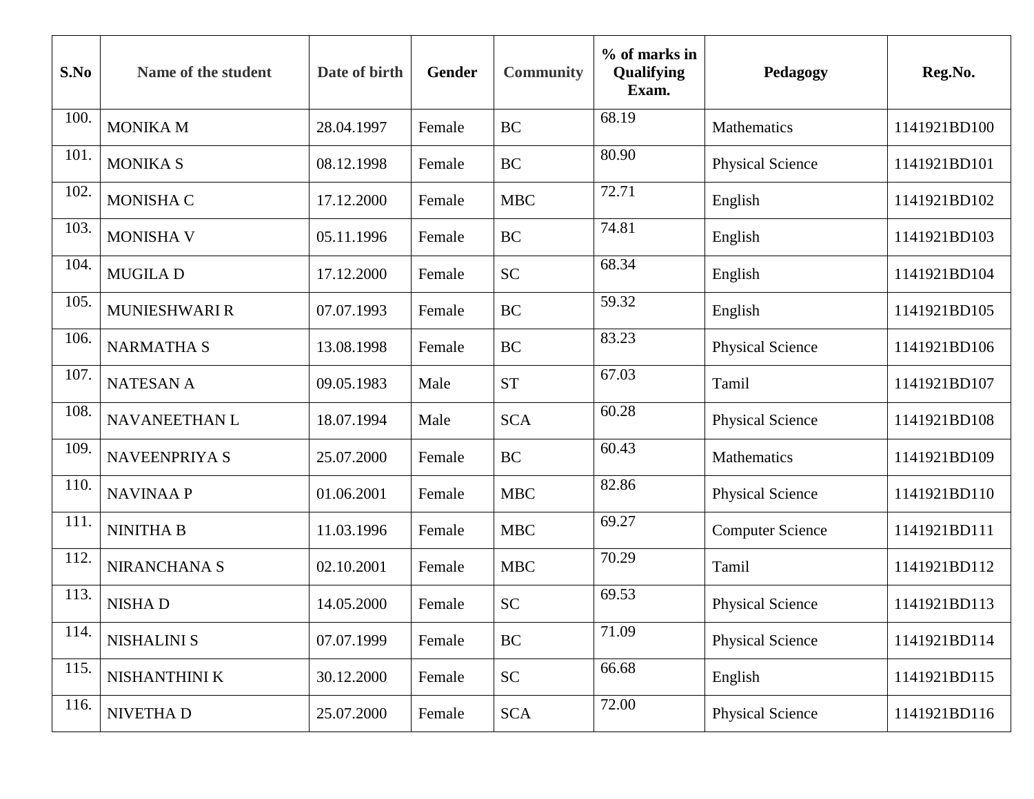| S.No | Name of the student | Date of birth | Gender | Community | % of marks in Qualifying Exam. | Pedagogy | Reg.No. |
| --- | --- | --- | --- | --- | --- | --- | --- |
| 100. | MONIKA M | 28.04.1997 | Female | BC | 68.19 | Mathematics | 1141921BD100 |
| 101. | MONIKA S | 08.12.1998 | Female | BC | 80.90 | Physical Science | 1141921BD101 |
| 102. | MONISHA C | 17.12.2000 | Female | MBC | 72.71 | English | 1141921BD102 |
| 103. | MONISHA V | 05.11.1996 | Female | BC | 74.81 | English | 1141921BD103 |
| 104. | MUGILA D | 17.12.2000 | Female | SC | 68.34 | English | 1141921BD104 |
| 105. | MUNIESHWARI R | 07.07.1993 | Female | BC | 59.32 | English | 1141921BD105 |
| 106. | NARMATHA S | 13.08.1998 | Female | BC | 83.23 | Physical Science | 1141921BD106 |
| 107. | NATESAN A | 09.05.1983 | Male | ST | 67.03 | Tamil | 1141921BD107 |
| 108. | NAVANEETHAN L | 18.07.1994 | Male | SCA | 60.28 | Physical Science | 1141921BD108 |
| 109. | NAVEENPRIYA S | 25.07.2000 | Female | BC | 60.43 | Mathematics | 1141921BD109 |
| 110. | NAVINAA P | 01.06.2001 | Female | MBC | 82.86 | Physical Science | 1141921BD110 |
| 111. | NINITHA B | 11.03.1996 | Female | MBC | 69.27 | Computer Science | 1141921BD111 |
| 112. | NIRANCHANA S | 02.10.2001 | Female | MBC | 70.29 | Tamil | 1141921BD112 |
| 113. | NISHA D | 14.05.2000 | Female | SC | 69.53 | Physical Science | 1141921BD113 |
| 114. | NISHALINI S | 07.07.1999 | Female | BC | 71.09 | Physical Science | 1141921BD114 |
| 115. | NISHANTHINI K | 30.12.2000 | Female | SC | 66.68 | English | 1141921BD115 |
| 116. | NIVETHA D | 25.07.2000 | Female | SCA | 72.00 | Physical Science | 1141921BD116 |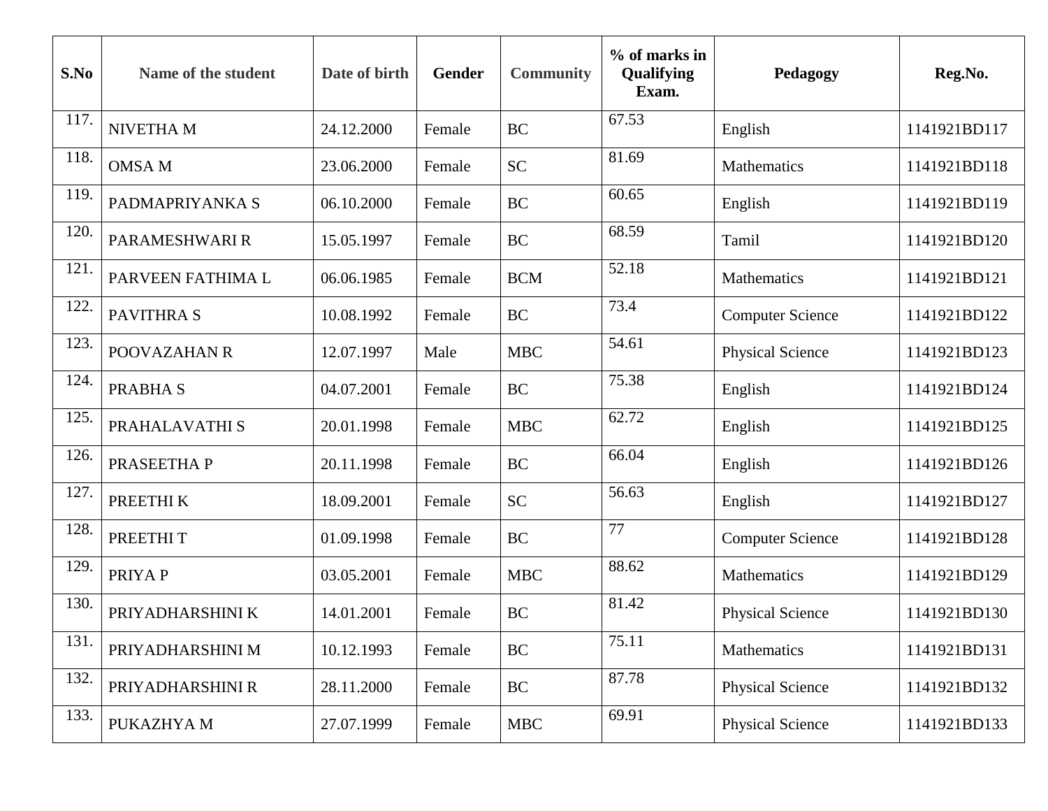| S.No | Name of the student | Date of birth | Gender | Community | % of marks in Qualifying Exam. | Pedagogy | Reg.No. |
| --- | --- | --- | --- | --- | --- | --- | --- |
| 117. | NIVETHA M | 24.12.2000 | Female | BC | 67.53 | English | 1141921BD117 |
| 118. | OMSA M | 23.06.2000 | Female | SC | 81.69 | Mathematics | 1141921BD118 |
| 119. | PADMAPRIYANKA S | 06.10.2000 | Female | BC | 60.65 | English | 1141921BD119 |
| 120. | PARAMESHWARI R | 15.05.1997 | Female | BC | 68.59 | Tamil | 1141921BD120 |
| 121. | PARVEEN FATHIMA L | 06.06.1985 | Female | BCM | 52.18 | Mathematics | 1141921BD121 |
| 122. | PAVITHRA S | 10.08.1992 | Female | BC | 73.4 | Computer Science | 1141921BD122 |
| 123. | POOVAZAHAN R | 12.07.1997 | Male | MBC | 54.61 | Physical Science | 1141921BD123 |
| 124. | PRABHA S | 04.07.2001 | Female | BC | 75.38 | English | 1141921BD124 |
| 125. | PRAHALAVATHI S | 20.01.1998 | Female | MBC | 62.72 | English | 1141921BD125 |
| 126. | PRASEETHA P | 20.11.1998 | Female | BC | 66.04 | English | 1141921BD126 |
| 127. | PREETHI K | 18.09.2001 | Female | SC | 56.63 | English | 1141921BD127 |
| 128. | PREETHI T | 01.09.1998 | Female | BC | 77 | Computer Science | 1141921BD128 |
| 129. | PRIYA P | 03.05.2001 | Female | MBC | 88.62 | Mathematics | 1141921BD129 |
| 130. | PRIYADHARSHINI K | 14.01.2001 | Female | BC | 81.42 | Physical Science | 1141921BD130 |
| 131. | PRIYADHARSHINI M | 10.12.1993 | Female | BC | 75.11 | Mathematics | 1141921BD131 |
| 132. | PRIYADHARSHINI R | 28.11.2000 | Female | BC | 87.78 | Physical Science | 1141921BD132 |
| 133. | PUKAZHYA M | 27.07.1999 | Female | MBC | 69.91 | Physical Science | 1141921BD133 |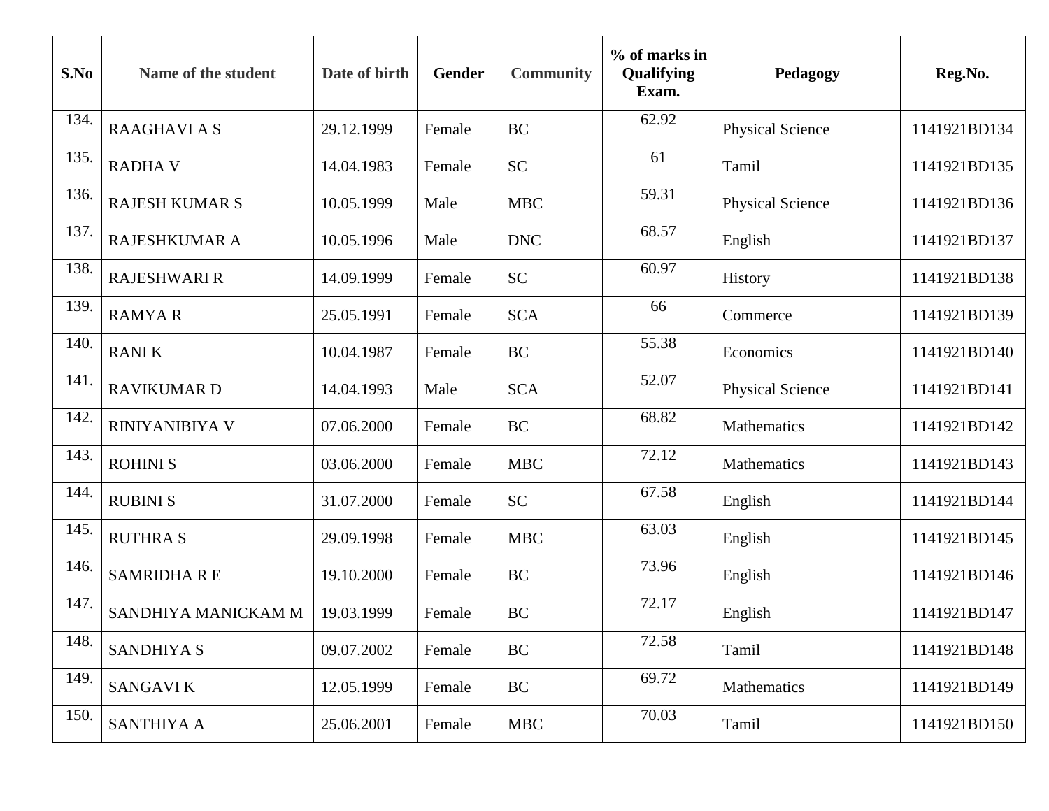| S.No | Name of the student | Date of birth | Gender | Community | % of marks in Qualifying Exam. | Pedagogy | Reg.No. |
|---|---|---|---|---|---|---|---|
| 134. | RAAGHAVI A S | 29.12.1999 | Female | BC | 62.92 | Physical Science | 1141921BD134 |
| 135. | RADHA V | 14.04.1983 | Female | SC | 61 | Tamil | 1141921BD135 |
| 136. | RAJESH KUMAR S | 10.05.1999 | Male | MBC | 59.31 | Physical Science | 1141921BD136 |
| 137. | RAJESHKUMAR A | 10.05.1996 | Male | DNC | 68.57 | English | 1141921BD137 |
| 138. | RAJESHWARI R | 14.09.1999 | Female | SC | 60.97 | History | 1141921BD138 |
| 139. | RAMYA R | 25.05.1991 | Female | SCA | 66 | Commerce | 1141921BD139 |
| 140. | RANI K | 10.04.1987 | Female | BC | 55.38 | Economics | 1141921BD140 |
| 141. | RAVIKUMAR D | 14.04.1993 | Male | SCA | 52.07 | Physical Science | 1141921BD141 |
| 142. | RINIYANIBIYA V | 07.06.2000 | Female | BC | 68.82 | Mathematics | 1141921BD142 |
| 143. | ROHINI S | 03.06.2000 | Female | MBC | 72.12 | Mathematics | 1141921BD143 |
| 144. | RUBINI S | 31.07.2000 | Female | SC | 67.58 | English | 1141921BD144 |
| 145. | RUTHRA S | 29.09.1998 | Female | MBC | 63.03 | English | 1141921BD145 |
| 146. | SAMRIDHA R E | 19.10.2000 | Female | BC | 73.96 | English | 1141921BD146 |
| 147. | SANDHIYA MANICKAM M | 19.03.1999 | Female | BC | 72.17 | English | 1141921BD147 |
| 148. | SANDHIYA S | 09.07.2002 | Female | BC | 72.58 | Tamil | 1141921BD148 |
| 149. | SANGAVI K | 12.05.1999 | Female | BC | 69.72 | Mathematics | 1141921BD149 |
| 150. | SANTHIYA A | 25.06.2001 | Female | MBC | 70.03 | Tamil | 1141921BD150 |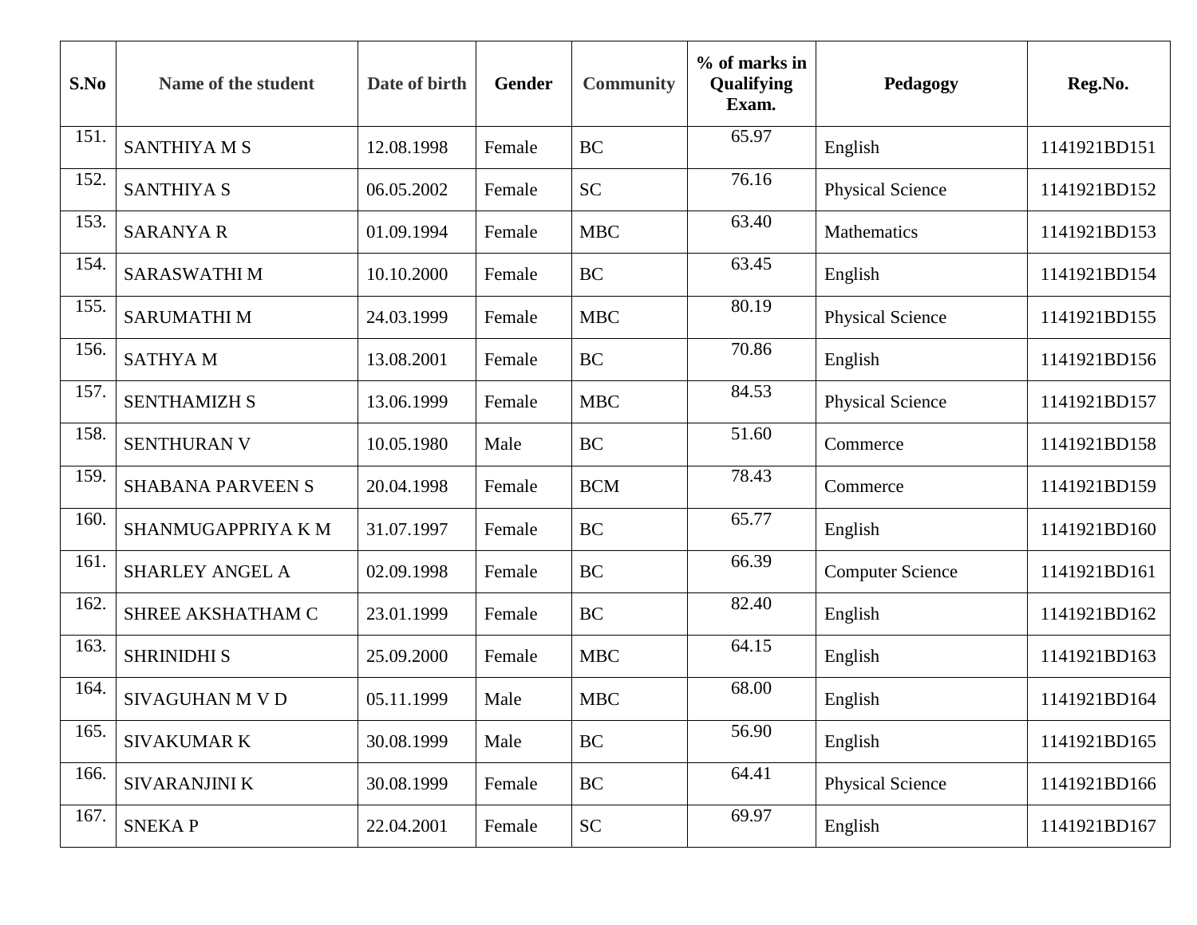| S.No | Name of the student | Date of birth | Gender | Community | % of marks in Qualifying Exam. | Pedagogy | Reg.No. |
|---|---|---|---|---|---|---|---|
| 151. | SANTHIYA M S | 12.08.1998 | Female | BC | 65.97 | English | 1141921BD151 |
| 152. | SANTHIYA S | 06.05.2002 | Female | SC | 76.16 | Physical Science | 1141921BD152 |
| 153. | SARANYA R | 01.09.1994 | Female | MBC | 63.40 | Mathematics | 1141921BD153 |
| 154. | SARASWATHI M | 10.10.2000 | Female | BC | 63.45 | English | 1141921BD154 |
| 155. | SARUMATHI M | 24.03.1999 | Female | MBC | 80.19 | Physical Science | 1141921BD155 |
| 156. | SATHYA M | 13.08.2001 | Female | BC | 70.86 | English | 1141921BD156 |
| 157. | SENTHAMIZH S | 13.06.1999 | Female | MBC | 84.53 | Physical Science | 1141921BD157 |
| 158. | SENTHURAN V | 10.05.1980 | Male | BC | 51.60 | Commerce | 1141921BD158 |
| 159. | SHABANA PARVEEN S | 20.04.1998 | Female | BCM | 78.43 | Commerce | 1141921BD159 |
| 160. | SHANMUGAPPRIYA K M | 31.07.1997 | Female | BC | 65.77 | English | 1141921BD160 |
| 161. | SHARLEY ANGEL A | 02.09.1998 | Female | BC | 66.39 | Computer Science | 1141921BD161 |
| 162. | SHREE AKSHATHAM C | 23.01.1999 | Female | BC | 82.40 | English | 1141921BD162 |
| 163. | SHRINIDHI S | 25.09.2000 | Female | MBC | 64.15 | English | 1141921BD163 |
| 164. | SIVAGUHAN M V D | 05.11.1999 | Male | MBC | 68.00 | English | 1141921BD164 |
| 165. | SIVAKUMAR K | 30.08.1999 | Male | BC | 56.90 | English | 1141921BD165 |
| 166. | SIVARANJINI K | 30.08.1999 | Female | BC | 64.41 | Physical Science | 1141921BD166 |
| 167. | SNEKA P | 22.04.2001 | Female | SC | 69.97 | English | 1141921BD167 |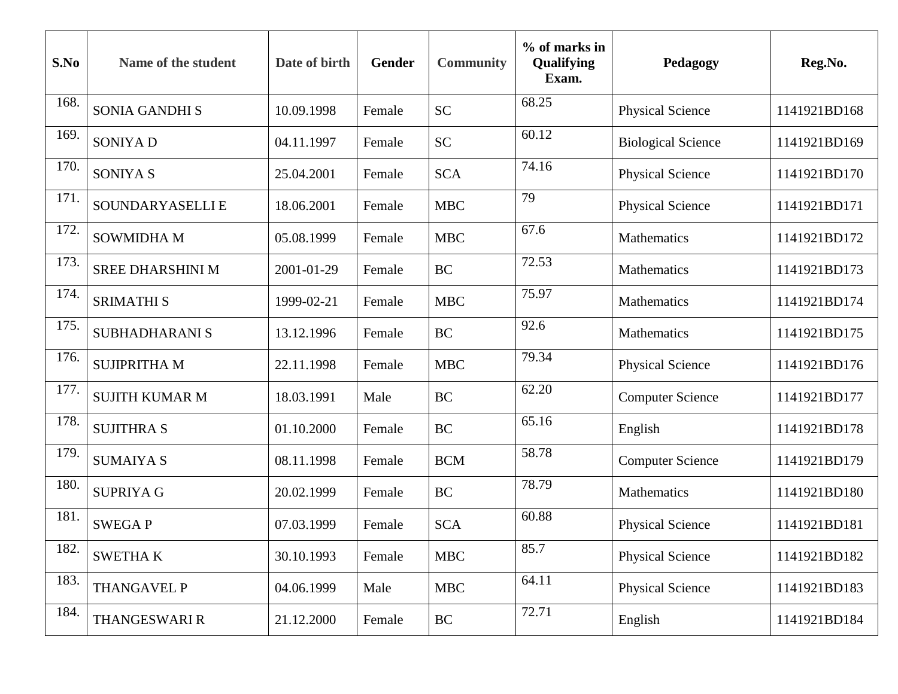| S.No | Name of the student | Date of birth | Gender | Community | % of marks in Qualifying Exam. | Pedagogy | Reg.No. |
|---|---|---|---|---|---|---|---|
| 168. | SONIA GANDHI S | 10.09.1998 | Female | SC | 68.25 | Physical Science | 1141921BD168 |
| 169. | SONIYA D | 04.11.1997 | Female | SC | 60.12 | Biological Science | 1141921BD169 |
| 170. | SONIYA S | 25.04.2001 | Female | SCA | 74.16 | Physical Science | 1141921BD170 |
| 171. | SOUNDARYASELLI E | 18.06.2001 | Female | MBC | 79 | Physical Science | 1141921BD171 |
| 172. | SOWMIDHA M | 05.08.1999 | Female | MBC | 67.6 | Mathematics | 1141921BD172 |
| 173. | SREE DHARSHINI M | 2001-01-29 | Female | BC | 72.53 | Mathematics | 1141921BD173 |
| 174. | SRIMATHI S | 1999-02-21 | Female | MBC | 75.97 | Mathematics | 1141921BD174 |
| 175. | SUBHADHARANI S | 13.12.1996 | Female | BC | 92.6 | Mathematics | 1141921BD175 |
| 176. | SUJIPRITHA M | 22.11.1998 | Female | MBC | 79.34 | Physical Science | 1141921BD176 |
| 177. | SUJITH KUMAR M | 18.03.1991 | Male | BC | 62.20 | Computer Science | 1141921BD177 |
| 178. | SUJITHRA S | 01.10.2000 | Female | BC | 65.16 | English | 1141921BD178 |
| 179. | SUMAIYA S | 08.11.1998 | Female | BCM | 58.78 | Computer Science | 1141921BD179 |
| 180. | SUPRIYA G | 20.02.1999 | Female | BC | 78.79 | Mathematics | 1141921BD180 |
| 181. | SWEGA P | 07.03.1999 | Female | SCA | 60.88 | Physical Science | 1141921BD181 |
| 182. | SWETHA K | 30.10.1993 | Female | MBC | 85.7 | Physical Science | 1141921BD182 |
| 183. | THANGAVEL P | 04.06.1999 | Male | MBC | 64.11 | Physical Science | 1141921BD183 |
| 184. | THANGESWARI R | 21.12.2000 | Female | BC | 72.71 | English | 1141921BD184 |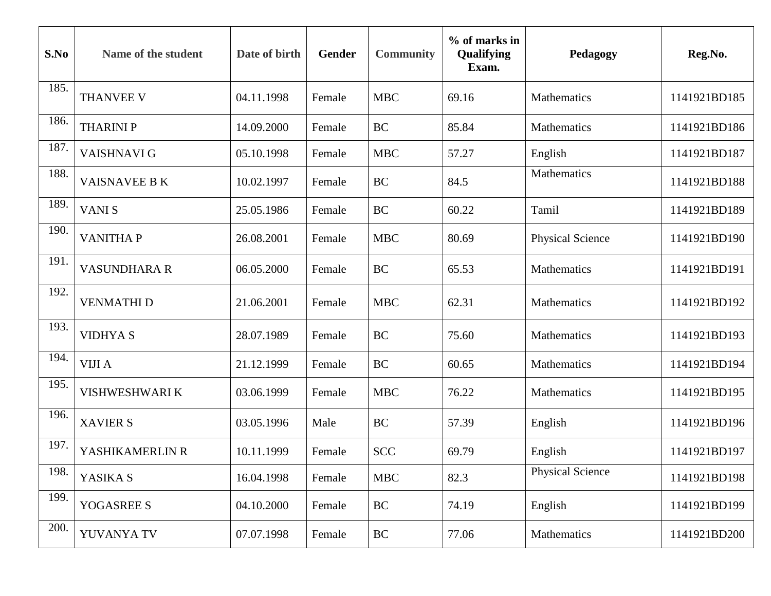| S.No | Name of the student | Date of birth | Gender | Community | % of marks in Qualifying Exam. | Pedagogy | Reg.No. |
|---|---|---|---|---|---|---|---|
| 185. | THANVEE V | 04.11.1998 | Female | MBC | 69.16 | Mathematics | 1141921BD185 |
| 186. | THARINI P | 14.09.2000 | Female | BC | 85.84 | Mathematics | 1141921BD186 |
| 187. | VAISHNAVI G | 05.10.1998 | Female | MBC | 57.27 | English | 1141921BD187 |
| 188. | VAISNAVEE B K | 10.02.1997 | Female | BC | 84.5 | Mathematics | 1141921BD188 |
| 189. | VANI S | 25.05.1986 | Female | BC | 60.22 | Tamil | 1141921BD189 |
| 190. | VANITHA P | 26.08.2001 | Female | MBC | 80.69 | Physical Science | 1141921BD190 |
| 191. | VASUNDHARA R | 06.05.2000 | Female | BC | 65.53 | Mathematics | 1141921BD191 |
| 192. | VENMATHI D | 21.06.2001 | Female | MBC | 62.31 | Mathematics | 1141921BD192 |
| 193. | VIDHYA S | 28.07.1989 | Female | BC | 75.60 | Mathematics | 1141921BD193 |
| 194. | VIJI A | 21.12.1999 | Female | BC | 60.65 | Mathematics | 1141921BD194 |
| 195. | VISHWESHWARI K | 03.06.1999 | Female | MBC | 76.22 | Mathematics | 1141921BD195 |
| 196. | XAVIER S | 03.05.1996 | Male | BC | 57.39 | English | 1141921BD196 |
| 197. | YASHIKAMERLIN R | 10.11.1999 | Female | SCC | 69.79 | English | 1141921BD197 |
| 198. | YASIKA S | 16.04.1998 | Female | MBC | 82.3 | Physical Science | 1141921BD198 |
| 199. | YOGASREE S | 04.10.2000 | Female | BC | 74.19 | English | 1141921BD199 |
| 200. | YUVANYA TV | 07.07.1998 | Female | BC | 77.06 | Mathematics | 1141921BD200 |